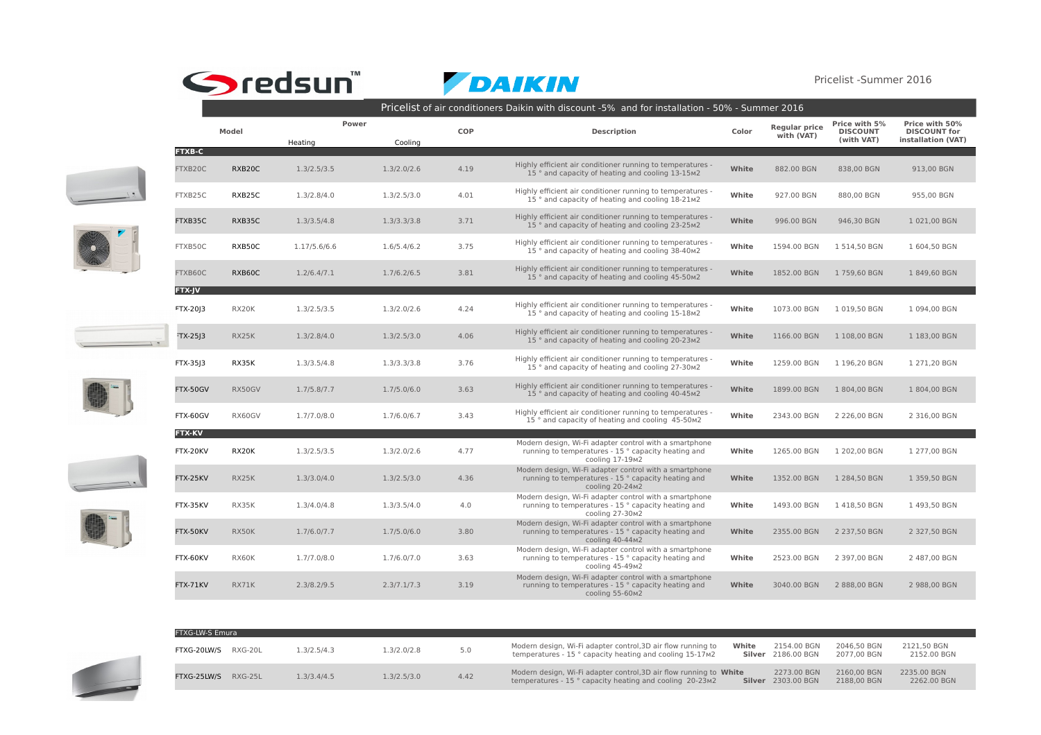redsun™ DAIKIN

Pricelist -Summer 2016

## Pricelist of air conditioners Daikin with discount -5% and for installation - 50% - Summer 2016

| Model | | Power | | COP | Description | Color | Regular price with (VAT) | Price with 5% DISCOUNT (with VAT) | Price with 50% DISCOUNT for installation (VAT) |
|---|---|---|---|---|---|---|---|---|---|
| | | Heating | Cooling | | | | | | |
| **FTXB-C** | | | | | | | | | |
| FTXB20C | RXB20C | 1.3/2.5/3.5 | 1.3/2.0/2.6 | 4.19 | Highly efficient air conditioner running to temperatures - 15 ° and capacity of heating and cooling 13-15м2 | White | 882.00 BGN | 838,00 BGN | 913,00 BGN |
| FTXB25C | RXB25C | 1.3/2.8/4.0 | 1.3/2.5/3.0 | 4.01 | Highly efficient air conditioner running to temperatures - 15 ° and capacity of heating and cooling 18-21м2 | White | 927.00 BGN | 880,00 BGN | 955,00 BGN |
| FTXB35C | RXB35C | 1.3/3.5/4.8 | 1.3/3.3/3.8 | 3.71 | Highly efficient air conditioner running to temperatures - 15 ° and capacity of heating and cooling 23-25м2 | White | 996.00 BGN | 946,30 BGN | 1 021,00 BGN |
| FTXB50C | RXB50C | 1.17/5.6/6.6 | 1.6/5.4/6.2 | 3.75 | Highly efficient air conditioner running to temperatures - 15 ° and capacity of heating and cooling 38-40м2 | White | 1594.00 BGN | 1 514,50 BGN | 1 604,50 BGN |
| FTXB60C | RXB60C | 1.2/6.4/7.1 | 1.7/6.2/6.5 | 3.81 | Highly efficient air conditioner running to temperatures - 15 ° and capacity of heating and cooling 45-50м2 | White | 1852.00 BGN | 1 759,60 BGN | 1 849,60 BGN |
| **FTX-JV** | | | | | | | | | |
| FTX-20J3 | RX20K | 1.3/2.5/3.5 | 1.3/2.0/2.6 | 4.24 | Highly efficient air conditioner running to temperatures - 15 ° and capacity of heating and cooling 15-18м2 | White | 1073.00 BGN | 1 019,50 BGN | 1 094,00 BGN |
| FTX-25J3 | RX25K | 1.3/2.8/4.0 | 1.3/2.5/3.0 | 4.06 | Highly efficient air conditioner running to temperatures - 15 ° and capacity of heating and cooling 20-23м2 | White | 1166.00 BGN | 1 108,00 BGN | 1 183,00 BGN |
| FTX-35J3 | RX35K | 1.3/3.5/4.8 | 1.3/3.3/3.8 | 3.76 | Highly efficient air conditioner running to temperatures - 15 ° and capacity of heating and cooling 27-30м2 | White | 1259.00 BGN | 1 196,20 BGN | 1 271,20 BGN |
| FTX-50GV | RX50GV | 1.7/5.8/7.7 | 1.7/5.0/6.0 | 3.63 | Highly efficient air conditioner running to temperatures - 15 ° and capacity of heating and cooling 40-45м2 | White | 1899.00 BGN | 1 804,00 BGN | 1 804,00 BGN |
| FTX-60GV | RX60GV | 1.7/7.0/8.0 | 1.7/6.0/6.7 | 3.43 | Highly efficient air conditioner running to temperatures - 15 ° and capacity of heating and cooling 45-50м2 | White | 2343.00 BGN | 2 226,00 BGN | 2 316,00 BGN |
| **FTX-KV** | | | | | | | | | |
| FTX-20KV | RX20K | 1.3/2.5/3.5 | 1.3/2.0/2.6 | 4.77 | Modern design, Wi-Fi adapter control with a smartphone running to temperatures - 15 ° capacity heating and cooling 17-19м2 | White | 1265.00 BGN | 1 202,00 BGN | 1 277,00 BGN |
| FTX-25KV | RX25K | 1.3/3.0/4.0 | 1.3/2.5/3.0 | 4.36 | Modern design, Wi-Fi adapter control with a smartphone running to temperatures - 15 ° capacity heating and cooling 20-24м2 | White | 1352.00 BGN | 1 284,50 BGN | 1 359,50 BGN |
| FTX-35KV | RX35K | 1.3/4.0/4.8 | 1.3/3.5/4.0 | 4.0 | Modern design, Wi-Fi adapter control with a smartphone running to temperatures - 15 ° capacity heating and cooling 27-30м2 | White | 1493.00 BGN | 1 418,50 BGN | 1 493,50 BGN |
| FTX-50KV | RX50K | 1.7/6.0/7.7 | 1.7/5.0/6.0 | 3.80 | Modern design, Wi-Fi adapter control with a smartphone running to temperatures - 15 ° capacity heating and cooling 40-44м2 | White | 2355.00 BGN | 2 237,50 BGN | 2 327,50 BGN |
| FTX-60KV | RX60K | 1.7/7.0/8.0 | 1.7/6.0/7.0 | 3.63 | Modern design, Wi-Fi adapter control with a smartphone running to temperatures - 15 ° capacity heating and cooling 45-49м2 | White | 2523.00 BGN | 2 397,00 BGN | 2 487,00 BGN |
| FTX-71KV | RX71K | 2.3/8.2/9.5 | 2.3/7.1/7.3 | 3.19 | Modern design, Wi-Fi adapter control with a smartphone running to temperatures - 15 ° capacity heating and cooling 55-60м2 | White | 3040.00 BGN | 2 888,00 BGN | 2 988,00 BGN |

| FTXG-LW-S Emura | | | | | | | | | |
|---|---|---|---|---|---|---|---|---|---|
| FTXG-20LW/S | RXG-20L | 1.3/2.5/4.3 | 1.3/2.0/2.8 | 5.0 | Modern design, Wi-Fi adapter control,3D air flow running to temperatures - 15 ° capacity heating and cooling 15-17м2 | White<br>Silver | 2154.00 BGN<br>2186.00 BGN | 2046,50 BGN<br>2077,00 BGN | 2121,50 BGN<br>2152.00 BGN |
| FTXG-25LW/S | RXG-25L | 1.3/3.4/4.5 | 1.3/2.5/3.0 | 4.42 | Modern design, Wi-Fi adapter control,3D air flow running to temperatures - 15 ° capacity heating and cooling 20-23м2 | White<br>Silver | 2273.00 BGN<br>2303.00 BGN | 2160,00 BGN<br>2188,00 BGN | 2235.00 BGN<br>2262.00 BGN |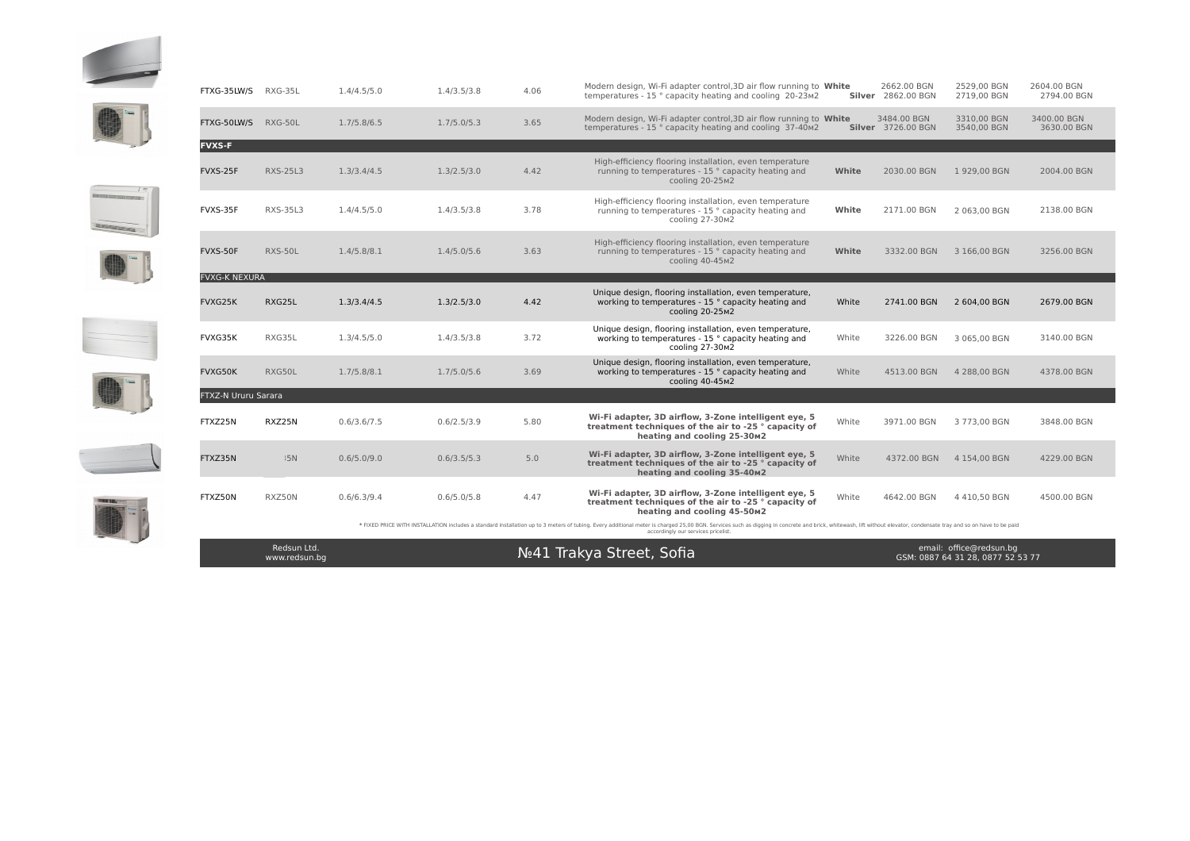| | | | | | | | | | |
|---|---|---|---|---|---|---|---|---|---|
| FTXG-35LW/S | RXG-35L | 1.4/4.5/5.0 | 1.4/3.5/3.8 | 4.06 | Modern design, Wi-Fi adapter control,3D air flow running to temperatures - 15 ° capacity heating and cooling 20-23м2 | **White** **Silver** | 2662.00 BGN 2862.00 BGN | 2529,00 BGN 2719,00 BGN | 2604.00 BGN 2794.00 BGN |
| FTXG-50LW/S | RXG-50L | 1.7/5.8/6.5 | 1.7/5.0/5.3 | 3.65 | Modern design, Wi-Fi adapter control,3D air flow running to temperatures - 15 ° capacity heating and cooling 37-40м2 | **White** **Silver** | 3484.00 BGN 3726.00 BGN | 3310,00 BGN 3540,00 BGN | 3400.00 BGN 3630.00 BGN |
| **FVXS-F** | | | | | | | | | |
| FVXS-25F | RXS-25L3 | 1.3/3.4/4.5 | 1.3/2.5/3.0 | 4.42 | High-efficiency flooring installation, even temperature running to temperatures - 15 ° capacity heating and cooling 20-25м2 | **White** | 2030.00 BGN | 1 929,00 BGN | 2004.00 BGN |
| FVXS-35F | RXS-35L3 | 1.4/4.5/5.0 | 1.4/3.5/3.8 | 3.78 | High-efficiency flooring installation, even temperature running to temperatures - 15 ° capacity heating and cooling 27-30м2 | **White** | 2171.00 BGN | 2 063,00 BGN | 2138.00 BGN |
| FVXS-50F | RXS-50L | 1.4/5.8/8.1 | 1.4/5.0/5.6 | 3.63 | High-efficiency flooring installation, even temperature running to temperatures - 15 ° capacity heating and cooling 40-45м2 | **White** | 3332.00 BGN | 3 166,00 BGN | 3256.00 BGN |
| FVXG-K NEXURA | | | | | | | | | |
| FVXG25K | RXG25L | 1.3/3.4/4.5 | 1.3/2.5/3.0 | 4.42 | Unique design, flooring installation, even temperature, working to temperatures - 15 ° capacity heating and cooling 20-25м2 | White | 2741.00 BGN | 2 604,00 BGN | 2679.00 BGN |
| FVXG35K | RXG35L | 1.3/4.5/5.0 | 1.4/3.5/3.8 | 3.72 | Unique design, flooring installation, even temperature, working to temperatures - 15 ° capacity heating and cooling 27-30м2 | White | 3226.00 BGN | 3 065,00 BGN | 3140.00 BGN |
| FVXG50K | RXG50L | 1.7/5.8/8.1 | 1.7/5.0/5.6 | 3.69 | Unique design, flooring installation, even temperature, working to temperatures - 15 ° capacity heating and cooling 40-45м2 | White | 4513.00 BGN | 4 288,00 BGN | 4378.00 BGN |
| FTXZ-N Ururu Sarara | | | | | | | | | |
| FTXZ25N | RXZ25N | 0.6/3.6/7.5 | 0.6/2.5/3.9 | 5.80 | **Wi-Fi adapter, 3D airflow, 3-Zone intelligent eye, 5 treatment techniques of the air to -25 ° capacity of heating and cooling 25-30м2** | White | 3971.00 BGN | 3 773,00 BGN | 3848.00 BGN |
| FTXZ35N | I5N | 0.6/5.0/9.0 | 0.6/3.5/5.3 | 5.0 | **Wi-Fi adapter, 3D airflow, 3-Zone intelligent eye, 5 treatment techniques of the air to -25 ° capacity of heating and cooling 35-40м2** | White | 4372.00 BGN | 4 154,00 BGN | 4229.00 BGN |
| FTXZ50N | RXZ50N | 0.6/6.3/9.4 | 0.6/5.0/5.8 | 4.47 | **Wi-Fi adapter, 3D airflow, 3-Zone intelligent eye, 5 treatment techniques of the air to -25 ° capacity of heating and cooling 45-50м2** | White | 4642.00 BGN | 4 410,50 BGN | 4500.00 BGN |

* FIXED PRICE WITH INSTALLATION includes a standard installation up to 3 meters of tubing. Every additional meter is charged 25,00 BGN. Services such as digging in concrete and brick, whitewash, lift without elevator, condensate tray and so on have to be paid accordingly our services pricelist.

Redsun Ltd.
www.redsun.bg

№41 Trakya Street, Sofia

email: office@redsun.bg
GSM: 0887 64 31 28, 0877 52 53 77